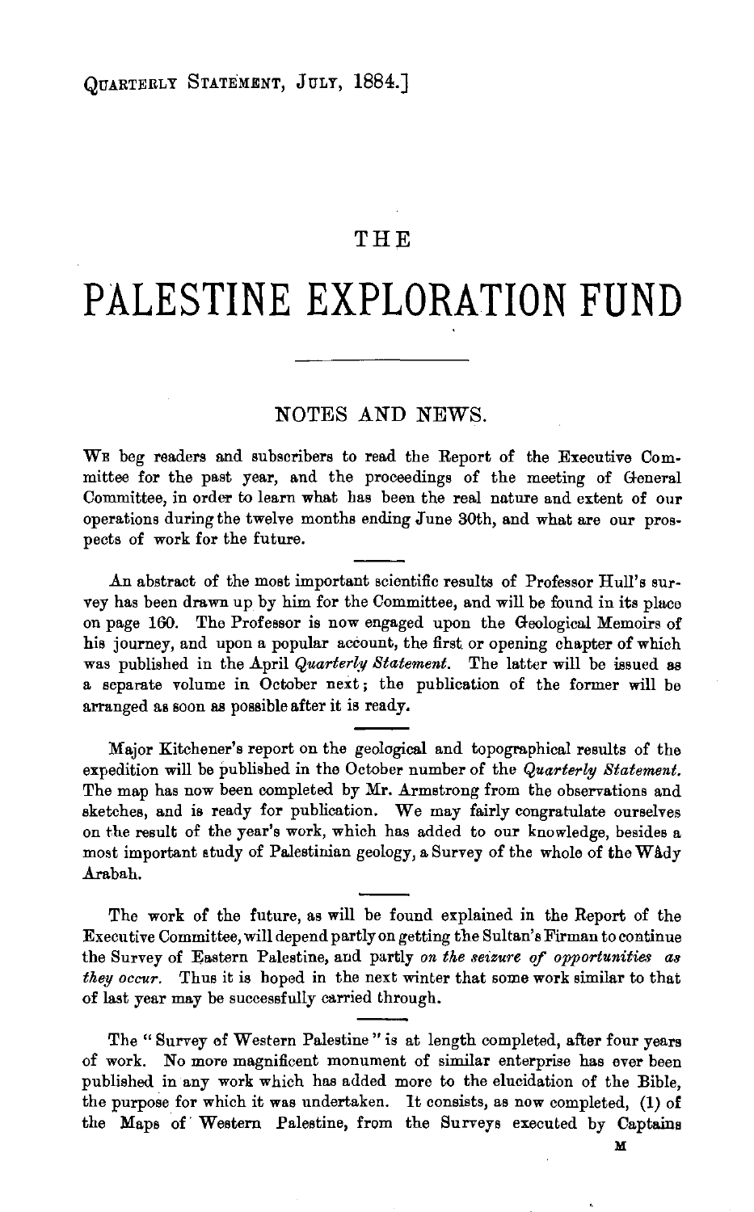# THE

# PALESTINE EXPLORATION FUND

## NOTES AND NEWS.

We beg readers and subscribers to read the Report of the Executive Committee for the past year, and the proceedings of the meeting of General Committee, in order to learn what has been the real nature and extent of our operations during the twelve months ending June 30th, and what are our prospects of work for the future.

An abstract of the most important scientific results of Professor Hull's survey has been drawn up by him for the Committee, and will be found in its place on page 160. The Professor is now engaged upon the Geological Memoirs of his journey, and upon a popular account, the first or opening chapter of which was published in the April *Quarterly Statement*. The latter will be issued as a separate volume in October next; the publication of the former will be arranged as soon as possible after it is ready.

Major Kitchener's report on the geological and topographical results of the expedition will be published in the October number of the *Quarterly Statement*. The map has now been completed by Mr. Armstrong from the observations and sketches, and is ready for publication. We may fairly congratulate ourselves on the result of the year's work, which has added to our knowledge, besides a most important study of Palestinian geology, a Survey of the whole of the Wâdy Arabah.

The work of the future, as will be found explained in the Report of the Executive Committee, will depend partly on getting the Sultan's Firman to continue the Survey of Eastern Palestine, and partly *on the seizure of opportunities as they occur*. Thus it is hoped in the next winter that some work similar to that of last year may be successfully carried through.

The "Survey of Western Palestine" is at length completed, after four years of work. No more magnificent monument of similar enterprise has ever been published in any work which has added more to the elucidation of the Bible, the purpose for which it was undertaken. It consists, as now completed, (1) of the Maps of Western Palestine, from the Surveys executed by Captains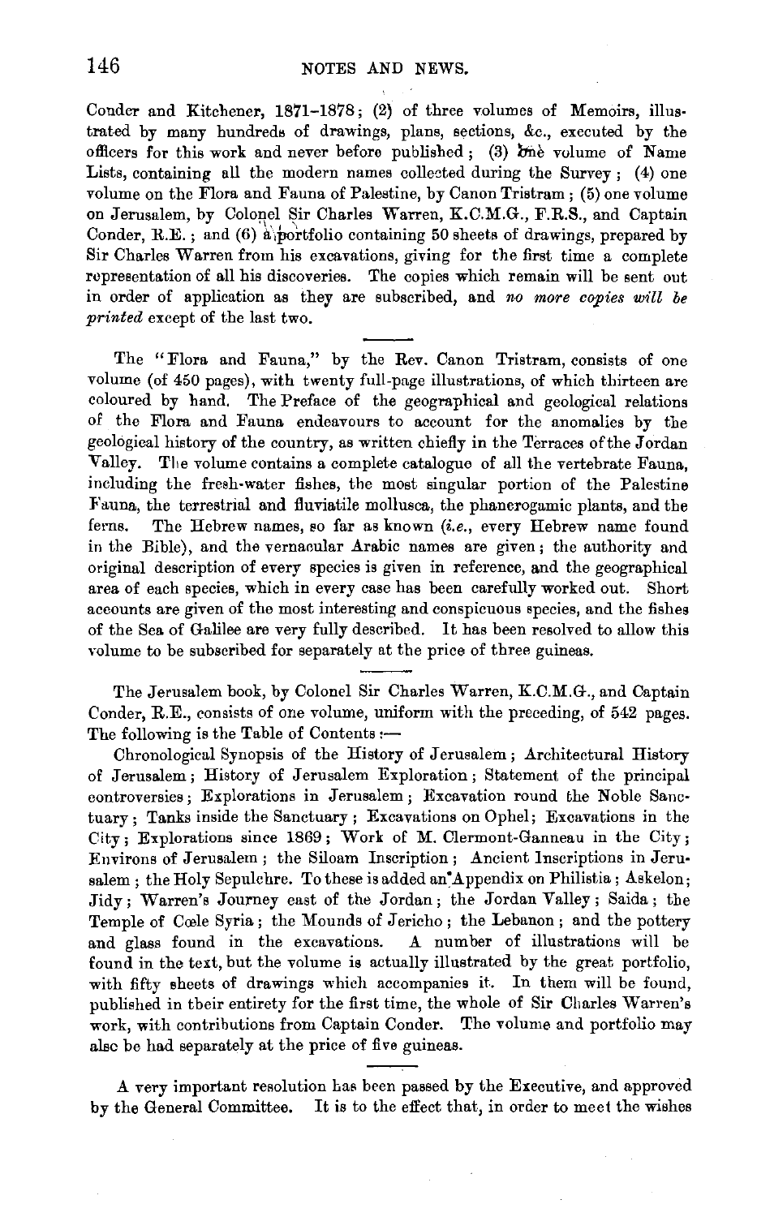Conder and Kitchener, 1871–1878; (2) of three volumes of Memoirs, illustrated by many hundreds of drawings, plans, sections, &c., executed by the officers for this work and never before published; (3) one volume of Name Lists, containing all the modern names collected during the Survey; (4) one volume on the Flora and Fauna of Palestine, by Canon Tristram; (5) one volume on Jerusalem, by Colonel Sir Charles Warren, K.C.M.G., F.R.S., and Captain Conder, R.E.; and (6) a portfolio containing 50 sheets of drawings, prepared by Sir Charles Warren from his excavations, giving for the first time a complete representation of all his discoveries. The copies which remain will be sent out in order of application as they are subscribed, and *no more copies will be printed* except of the last two.

---

The "Flora and Fauna," by the Rev. Canon Tristram, consists of one volume (of 450 pages), with twenty full-page illustrations, of which thirteen are coloured by hand. The Preface of the geographical and geological relations of the Flora and Fauna endeavours to account for the anomalies by the geological history of the country, as written chiefly in the Terraces of the Jordan Valley. The volume contains a complete catalogue of all the vertebrate Fauna, including the fresh-water fishes, the most singular portion of the Palestine Fauna, the terrestrial and fluviatile mollusca, the phanerogamic plants, and the ferns. The Hebrew names, so far as known (*i.e.*, every Hebrew name found in the Bible), and the vernacular Arabic names are given; the authority and original description of every species is given in reference, and the geographical area of each species, which in every case has been carefully worked out. Short accounts are given of the most interesting and conspicuous species, and the fishes of the Sea of Galilee are very fully described. It has been resolved to allow this volume to be subscribed for separately at the price of three guineas.

---

The Jerusalem book, by Colonel Sir Charles Warren, K.C.M.G., and Captain Conder, R.E., consists of one volume, uniform with the preceding, of 542 pages. The following is the Table of Contents:—

Chronological Synopsis of the History of Jerusalem; Architectural History of Jerusalem; History of Jerusalem Exploration; Statement of the principal controversies; Explorations in Jerusalem; Excavation round the Noble Sanctuary; Tanks inside the Sanctuary; Excavations on Ophel; Excavations in the City; Explorations since 1869; Work of M. Clermont-Ganneau in the City; Environs of Jerusalem; the Siloam Inscription; Ancient Inscriptions in Jerusalem; the Holy Sepulchre. To these is added an Appendix on Philistia; Askelon; Jidy; Warren's Journey east of the Jordan; the Jordan Valley; Saida; the Temple of Cœle Syria; the Mounds of Jericho; the Lebanon; and the pottery and glass found in the excavations. A number of illustrations will be found in the text, but the volume is actually illustrated by the great portfolio, with fifty sheets of drawings which accompanies it. In them will be found, published in their entirety for the first time, the whole of Sir Charles Warren's work, with contributions from Captain Conder. The volume and portfolio may also be had separately at the price of five guineas.

---

A very important resolution has been passed by the Executive, and approved by the General Committee. It is to the effect that, in order to meet the wishes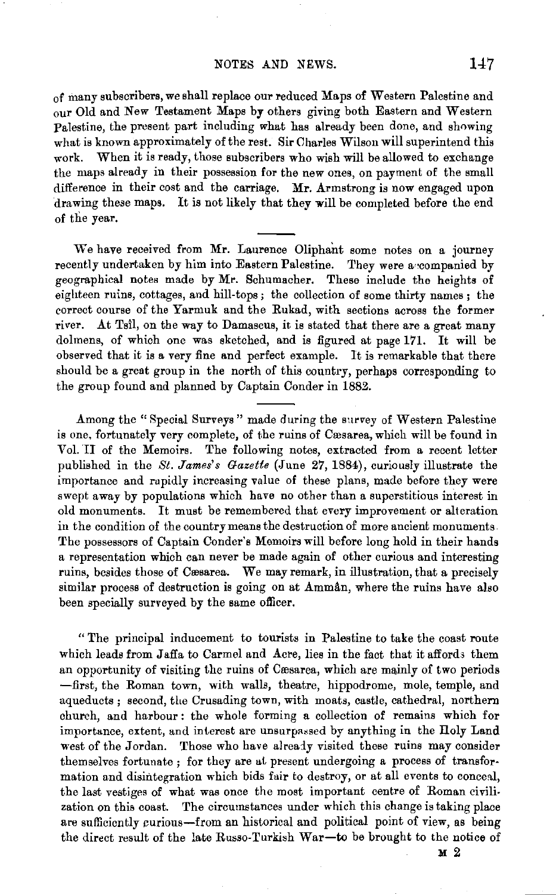of many subscribers, we shall replace our reduced Maps of Western Palestine and our Old and New Testament Maps by others giving both Eastern and Western Palestine, the present part including what has already been done, and showing what is known approximately of the rest. Sir Charles Wilson will superintend this work. When it is ready, those subscribers who wish will be allowed to exchange the maps already in their possession for the new ones, on payment of the small difference in their cost and the carriage. Mr. Armstrong is now engaged upon drawing these maps. It is not likely that they will be completed before the end of the year.

---

We have received from Mr. Laurence Oliphant some notes on a journey recently undertaken by him into Eastern Palestine. They were accompanied by geographical notes made by Mr. Schumacher. These include the heights of eighteen ruins, cottages, and hill-tops; the collection of some thirty names; the correct course of the Yarmuk and the Rukad, with sections across the former river. At Tsîl, on the way to Damascus, it is stated that there are a great many dolmens, of which one was sketched, and is figured at page 171. It will be observed that it is a very fine and perfect example. It is remarkable that there should be a great group in the north of this country, perhaps corresponding to the group found and planned by Captain Conder in 1882.

---

Among the "Special Surveys" made during the survey of Western Palestine is one, fortunately very complete, of the ruins of Cæsarea, which will be found in Vol. II of the Memoirs. The following notes, extracted from a recent letter published in the *St. James's Gazette* (June 27, 1884), curiously illustrate the importance and rapidly increasing value of these plans, made before they were swept away by populations which have no other than a superstitious interest in old monuments. It must be remembered that every improvement or alteration in the condition of the country means the destruction of more ancient monuments. The possessors of Captain Conder's Memoirs will before long hold in their hands a representation which can never be made again of other curious and interesting ruins, besides those of Cæsarea. We may remark, in illustration, that a precisely similar process of destruction is going on at Ammân, where the ruins have also been specially surveyed by the same officer.

"The principal inducement to tourists in Palestine to take the coast route which leads from Jaffa to Carmel and Acre, lies in the fact that it affords them an opportunity of visiting the ruins of Cæsarea, which are mainly of two periods —first, the Roman town, with walls, theatre, hippodrome, mole, temple, and aqueducts; second, the Crusading town, with moats, castle, cathedral, northern church, and harbour: the whole forming a collection of remains which for importance, extent, and interest are unsurpassed by anything in the Holy Land west of the Jordan. Those who have already visited these ruins may consider themselves fortunate; for they are at present undergoing a process of transformation and disintegration which bids fair to destroy, or at all events to conceal, the last vestiges of what was once the most important centre of Roman civilization on this coast. The circumstances under which this change is taking place are sufficiently curious—from an historical and political point of view, as being the direct result of the late Russo-Turkish War—to be brought to the notice of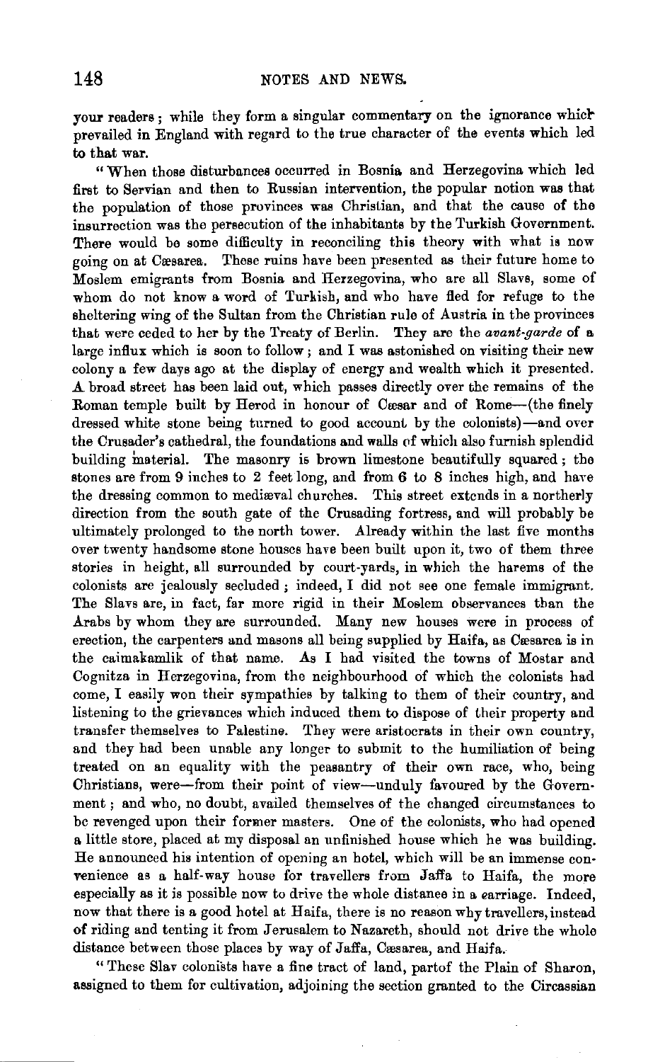your readers; while they form a singular commentary on the ignorance which prevailed in England with regard to the true character of the events which led to that war.

"When those disturbances occurred in Bosnia and Herzegovina which led first to Servian and then to Russian intervention, the popular notion was that the population of those provinces was Christian, and that the cause of the insurrection was the persecution of the inhabitants by the Turkish Government. There would be some difficulty in reconciling this theory with what is now going on at Cæsarea. These ruins have been presented as their future home to Moslem emigrants from Bosnia and Herzegovina, who are all Slavs, some of whom do not know a word of Turkish, and who have fled for refuge to the sheltering wing of the Sultan from the Christian rule of Austria in the provinces that were ceded to her by the Treaty of Berlin. They are the *avant-garde* of a large influx which is soon to follow; and I was astonished on visiting their new colony a few days ago at the display of energy and wealth which it presented. A broad street has been laid out, which passes directly over the remains of the Roman temple built by Herod in honour of Cæsar and of Rome—(the finely dressed white stone being turned to good account by the colonists)—and over the Crusader's cathedral, the foundations and walls of which also furnish splendid building material. The masonry is brown limestone beautifully squared; the stones are from 9 inches to 2 feet long, and from 6 to 8 inches high, and have the dressing common to mediæval churches. This street extends in a northerly direction from the south gate of the Crusading fortress, and will probably be ultimately prolonged to the north tower. Already within the last five months over twenty handsome stone houses have been built upon it, two of them three stories in height, all surrounded by court-yards, in which the harems of the colonists are jealously secluded; indeed, I did not see one female immigrant. The Slavs are, in fact, far more rigid in their Moslem observances than the Arabs by whom they are surrounded. Many new houses were in process of erection, the carpenters and masons all being supplied by Haifa, as Cæsarea is in the caimakamlik of that name. As I had visited the towns of Mostar and Cognitza in Herzegovina, from the neighbourhood of which the colonists had come, I easily won their sympathies by talking to them of their country, and listening to the grievances which induced them to dispose of their property and transfer themselves to Palestine. They were aristocrats in their own country, and they had been unable any longer to submit to the humiliation of being treated on an equality with the peasantry of their own race, who, being Christians, were—from their point of view—unduly favoured by the Government; and who, no doubt, availed themselves of the changed circumstances to be revenged upon their former masters. One of the colonists, who had opened a little store, placed at my disposal an unfinished house which he was building. He announced his intention of opening an hotel, which will be an immense convenience as a half-way house for travellers from Jaffa to Haifa, the more especially as it is possible now to drive the whole distance in a carriage. Indeed, now that there is a good hotel at Haifa, there is no reason why travellers, instead of riding and tenting it from Jerusalem to Nazareth, should not drive the whole distance between those places by way of Jaffa, Cæsarea, and Haifa.

"These Slav colonists have a fine tract of land, partof the Plain of Sharon, assigned to them for cultivation, adjoining the section granted to the Circassian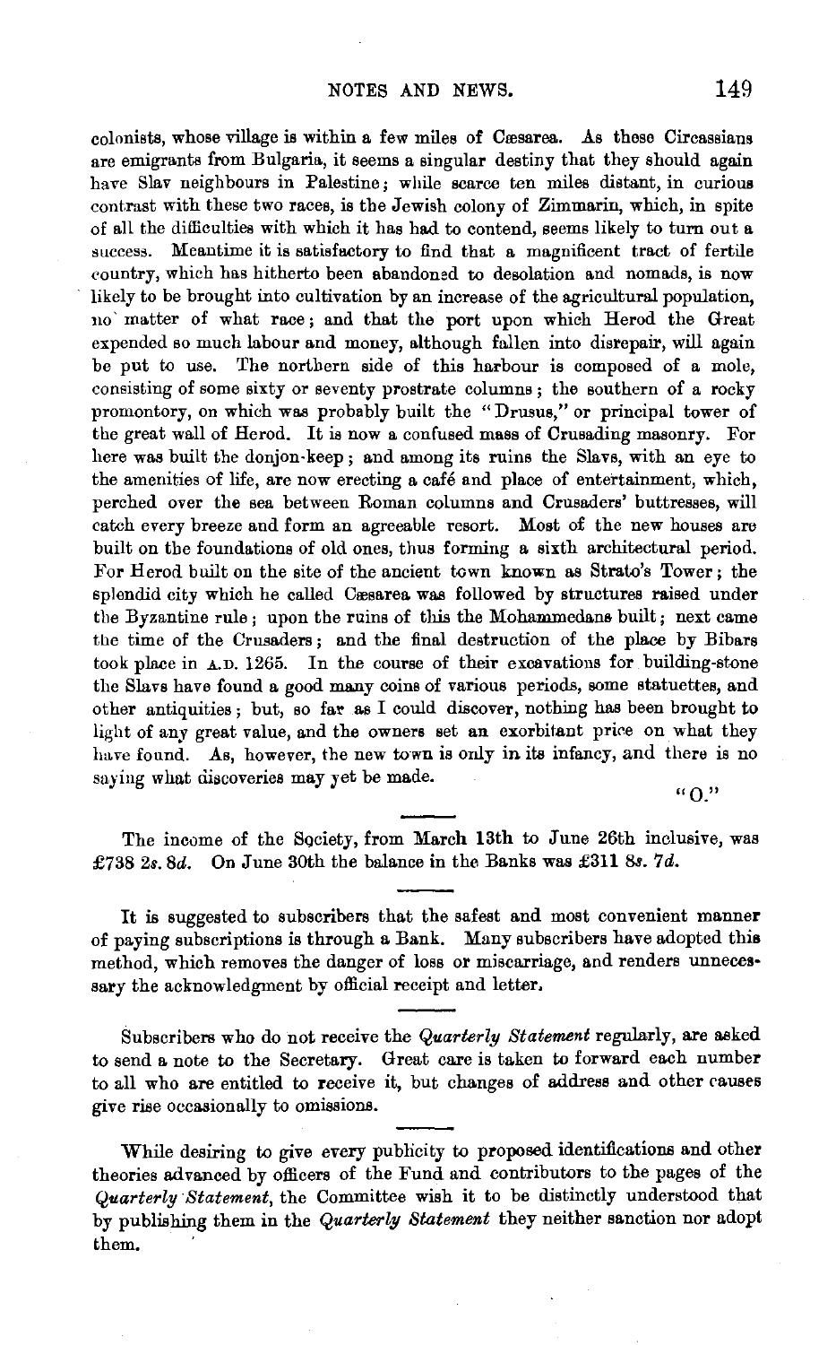colonists, whose village is within a few miles of Cæsarea. As these Circassians are emigrants from Bulgaria, it seems a singular destiny that they should again have Slav neighbours in Palestine; while scarce ten miles distant, in curious contrast with these two races, is the Jewish colony of Zimmarin, which, in spite of all the difficulties with which it has had to contend, seems likely to turn out a success. Meantime it is satisfactory to find that a magnificent tract of fertile country, which has hitherto been abandoned to desolation and nomads, is now likely to be brought into cultivation by an increase of the agricultural population, no matter of what race; and that the port upon which Herod the Great expended so much labour and money, although fallen into disrepair, will again be put to use. The northern side of this harbour is composed of a mole, consisting of some sixty or seventy prostrate columns; the southern of a rocky promontory, on which was probably built the "Drusus," or principal tower of the great wall of Herod. It is now a confused mass of Crusading masonry. For here was built the donjon-keep; and among its ruins the Slavs, with an eye to the amenities of life, are now erecting a café and place of entertainment, which, perched over the sea between Roman columns and Crusaders' buttresses, will catch every breeze and form an agreeable resort. Most of the new houses are built on the foundations of old ones, thus forming a sixth architectural period. For Herod built on the site of the ancient town known as Strato's Tower; the splendid city which he called Cæsarea was followed by structures raised under the Byzantine rule; upon the ruins of this the Mohammedans built; next came the time of the Crusaders; and the final destruction of the place by Bibars took place in A.D. 1265. In the course of their excavations for building-stone the Slavs have found a good many coins of various periods, some statuettes, and other antiquities; but, so far as I could discover, nothing has been brought to light of any great value, and the owners set an exorbitant price on what they have found. As, however, the new town is only in its infancy, and there is no saying what discoveries may yet be made.

"O."

---

The income of the Society, from March 13th to June 26th inclusive, was £738 2*s.* 8*d.* On June 30th the balance in the Banks was £311 8*s.* 7*d.*

---

It is suggested to subscribers that the safest and most convenient manner of paying subscriptions is through a Bank. Many subscribers have adopted this method, which removes the danger of loss or miscarriage, and renders unnecessary the acknowledgment by official receipt and letter.

---

Subscribers who do not receive the *Quarterly Statement* regularly, are asked to send a note to the Secretary. Great care is taken to forward each number to all who are entitled to receive it, but changes of address and other causes give rise occasionally to omissions.

---

While desiring to give every publicity to proposed identifications and other theories advanced by officers of the Fund and contributors to the pages of the *Quarterly Statement*, the Committee wish it to be distinctly understood that by publishing them in the *Quarterly Statement* they neither sanction nor adopt them.